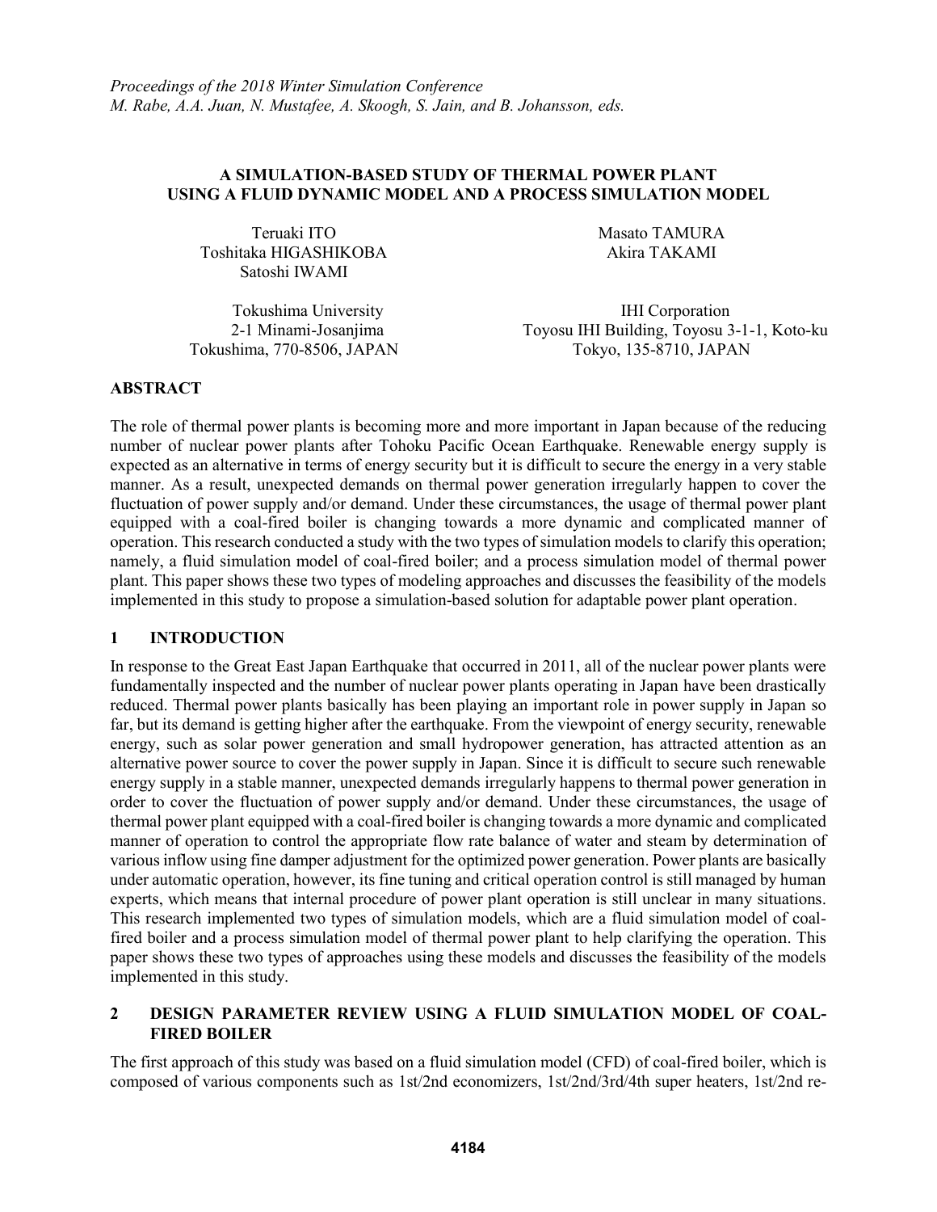*Proceedings of the 2018 Winter Simulation Conference*
*M. Rabe, A.A. Juan, N. Mustafee, A. Skoogh, S. Jain, and B. Johansson, eds.*

# A SIMULATION-BASED STUDY OF THERMAL POWER PLANT USING A FLUID DYNAMIC MODEL AND A PROCESS SIMULATION MODEL

Teruaki ITO
Toshitaka HIGASHIKOBA
Satoshi IWAMI

Tokushima University
2-1 Minami-Josanjima
Tokushima, 770-8506, JAPAN

Masato TAMURA
Akira TAKAMI

IHI Corporation
Toyosu IHI Building, Toyosu 3-1-1, Koto-ku
Tokyo, 135-8710, JAPAN

## ABSTRACT

The role of thermal power plants is becoming more and more important in Japan because of the reducing number of nuclear power plants after Tohoku Pacific Ocean Earthquake. Renewable energy supply is expected as an alternative in terms of energy security but it is difficult to secure the energy in a very stable manner. As a result, unexpected demands on thermal power generation irregularly happen to cover the fluctuation of power supply and/or demand. Under these circumstances, the usage of thermal power plant equipped with a coal-fired boiler is changing towards a more dynamic and complicated manner of operation. This research conducted a study with the two types of simulation models to clarify this operation; namely, a fluid simulation model of coal-fired boiler; and a process simulation model of thermal power plant. This paper shows these two types of modeling approaches and discusses the feasibility of the models implemented in this study to propose a simulation-based solution for adaptable power plant operation.

## 1 INTRODUCTION

In response to the Great East Japan Earthquake that occurred in 2011, all of the nuclear power plants were fundamentally inspected and the number of nuclear power plants operating in Japan have been drastically reduced. Thermal power plants basically has been playing an important role in power supply in Japan so far, but its demand is getting higher after the earthquake. From the viewpoint of energy security, renewable energy, such as solar power generation and small hydropower generation, has attracted attention as an alternative power source to cover the power supply in Japan. Since it is difficult to secure such renewable energy supply in a stable manner, unexpected demands irregularly happens to thermal power generation in order to cover the fluctuation of power supply and/or demand. Under these circumstances, the usage of thermal power plant equipped with a coal-fired boiler is changing towards a more dynamic and complicated manner of operation to control the appropriate flow rate balance of water and steam by determination of various inflow using fine damper adjustment for the optimized power generation. Power plants are basically under automatic operation, however, its fine tuning and critical operation control is still managed by human experts, which means that internal procedure of power plant operation is still unclear in many situations. This research implemented two types of simulation models, which are a fluid simulation model of coal-fired boiler and a process simulation model of thermal power plant to help clarifying the operation. This paper shows these two types of approaches using these models and discusses the feasibility of the models implemented in this study.

## 2 DESIGN PARAMETER REVIEW USING A FLUID SIMULATION MODEL OF COAL-FIRED BOILER

The first approach of this study was based on a fluid simulation model (CFD) of coal-fired boiler, which is composed of various components such as 1st/2nd economizers, 1st/2nd/3rd/4th super heaters, 1st/2nd re-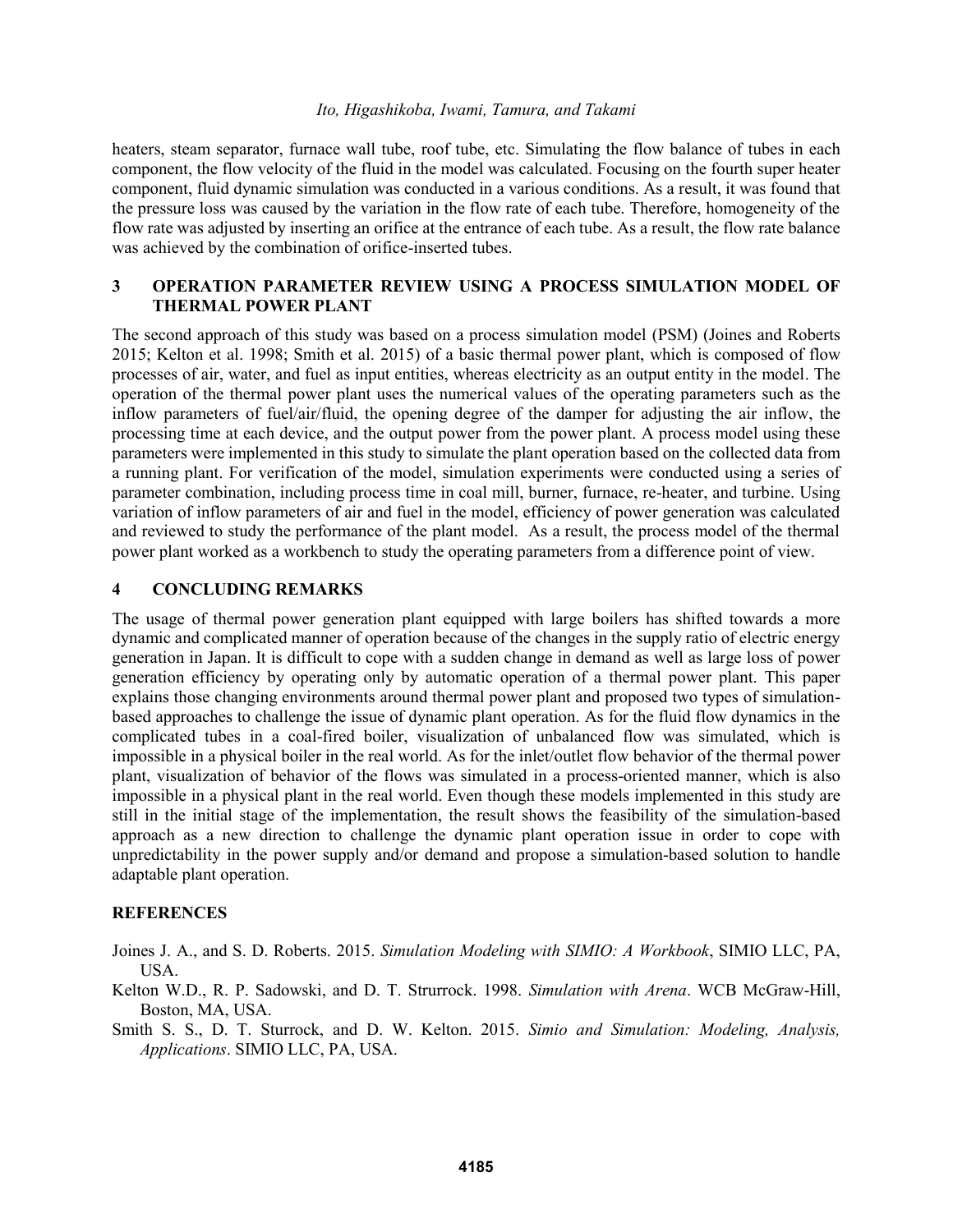heaters, steam separator, furnace wall tube, roof tube, etc. Simulating the flow balance of tubes in each component, the flow velocity of the fluid in the model was calculated. Focusing on the fourth super heater component, fluid dynamic simulation was conducted in a various conditions. As a result, it was found that the pressure loss was caused by the variation in the flow rate of each tube. Therefore, homogeneity of the flow rate was adjusted by inserting an orifice at the entrance of each tube. As a result, the flow rate balance was achieved by the combination of orifice-inserted tubes.

## 3 OPERATION PARAMETER REVIEW USING A PROCESS SIMULATION MODEL OF THERMAL POWER PLANT

The second approach of this study was based on a process simulation model (PSM) (Joines and Roberts 2015; Kelton et al. 1998; Smith et al. 2015) of a basic thermal power plant, which is composed of flow processes of air, water, and fuel as input entities, whereas electricity as an output entity in the model. The operation of the thermal power plant uses the numerical values of the operating parameters such as the inflow parameters of fuel/air/fluid, the opening degree of the damper for adjusting the air inflow, the processing time at each device, and the output power from the power plant. A process model using these parameters were implemented in this study to simulate the plant operation based on the collected data from a running plant. For verification of the model, simulation experiments were conducted using a series of parameter combination, including process time in coal mill, burner, furnace, re-heater, and turbine. Using variation of inflow parameters of air and fuel in the model, efficiency of power generation was calculated and reviewed to study the performance of the plant model. As a result, the process model of the thermal power plant worked as a workbench to study the operating parameters from a difference point of view.

## 4 CONCLUDING REMARKS

The usage of thermal power generation plant equipped with large boilers has shifted towards a more dynamic and complicated manner of operation because of the changes in the supply ratio of electric energy generation in Japan. It is difficult to cope with a sudden change in demand as well as large loss of power generation efficiency by operating only by automatic operation of a thermal power plant. This paper explains those changing environments around thermal power plant and proposed two types of simulation-based approaches to challenge the issue of dynamic plant operation. As for the fluid flow dynamics in the complicated tubes in a coal-fired boiler, visualization of unbalanced flow was simulated, which is impossible in a physical boiler in the real world. As for the inlet/outlet flow behavior of the thermal power plant, visualization of behavior of the flows was simulated in a process-oriented manner, which is also impossible in a physical plant in the real world. Even though these models implemented in this study are still in the initial stage of the implementation, the result shows the feasibility of the simulation-based approach as a new direction to challenge the dynamic plant operation issue in order to cope with unpredictability in the power supply and/or demand and propose a simulation-based solution to handle adaptable plant operation.

## REFERENCES

Joines J. A., and S. D. Roberts. 2015. *Simulation Modeling with SIMIO: A Workbook*, SIMIO LLC, PA, USA.

Kelton W.D., R. P. Sadowski, and D. T. Strurrock. 1998. *Simulation with Arena*. WCB McGraw-Hill, Boston, MA, USA.

Smith S. S., D. T. Sturrock, and D. W. Kelton. 2015. *Simio and Simulation: Modeling, Analysis, Applications*. SIMIO LLC, PA, USA.